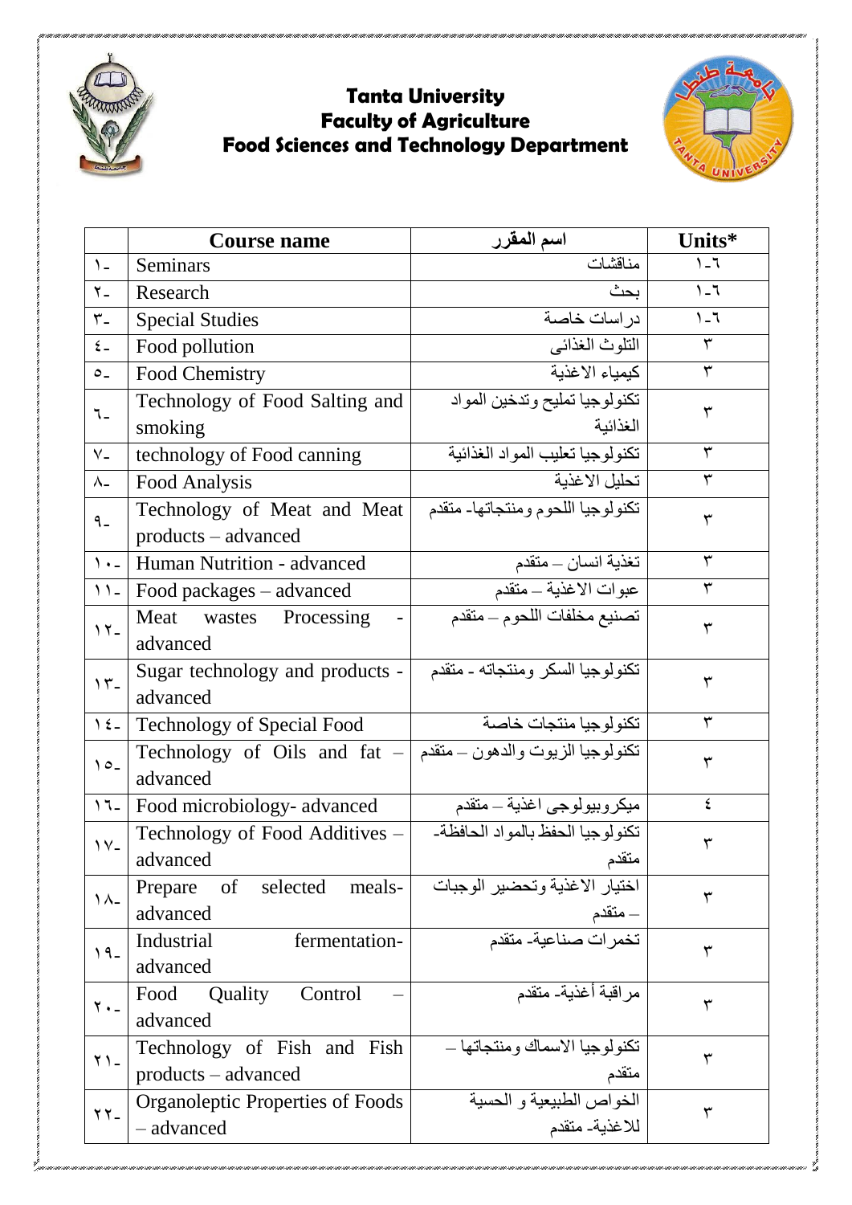**Tanta University**
**Faculty of Agriculture**
**Food Sciences and Technology Department**

| | Course name | اسم المقرر | Units* |
|---|---|---|---|
| ١- | Seminars | مناقشات | ٦-١ |
| ٢- | Research | بحث | ٦-١ |
| ٣- | Special Studies | دراسات خاصة | ٦-١ |
| ٤- | Food pollution | التلوث الغذائى | ٣ |
| ٥- | Food Chemistry | كيمياء الاغذية | ٣ |
| ٦- | Technology of Food Salting and smoking | تكنولوجيا تمليح وتدخين المواد الغذائية | ٣ |
| ٧- | technology of Food canning | تكنولوجيا تعليب المواد الغذائية | ٣ |
| ٨- | Food Analysis | تحليل الاغذية | ٣ |
| ٩- | Technology of Meat and Meat products – advanced | تكنولوجيا اللحوم ومنتجاتها- متقدم | ٣ |
| ١٠- | Human Nutrition - advanced | تغذية انسان – متقدم | ٣ |
| ١١- | Food packages – advanced | عبوات الاغذية – متقدم | ٣ |
| ١٢- | Meat wastes Processing - advanced | تصنيع مخلفات اللحوم – متقدم | ٣ |
| ١٣- | Sugar technology and products - advanced | تكنولوجيا السكر ومنتجاته - متقدم | ٣ |
| ١٤- | Technology of Special Food | تكنولوجيا منتجات خاصة | ٣ |
| ١٥- | Technology of Oils and fat – advanced | تكنولوجيا الزيوت والدهون – متقدم | ٣ |
| ١٦- | Food microbiology- advanced | ميكروبيولوجى اغذية – متقدم | ٤ |
| ١٧- | Technology of Food Additives – advanced | تكنولوجيا الحفظ بالمواد الحافظة- متقدم | ٣ |
| ١٨- | Prepare of selected meals- advanced | اختيار الاغذية وتحضير الوجبات – متقدم | ٣ |
| ١٩- | Industrial fermentation- advanced | تخمرات صناعية- متقدم | ٣ |
| ٢٠- | Food Quality Control – advanced | مراقبة أغذية- متقدم | ٣ |
| ٢١- | Technology of Fish and Fish products – advanced | تكنولوجيا الاسماك ومنتجاتها – متقدم | ٣ |
| ٢٢- | Organoleptic Properties of Foods – advanced | الخواص الطبيعية و الحسية للاغذية- متقدم | ٣ |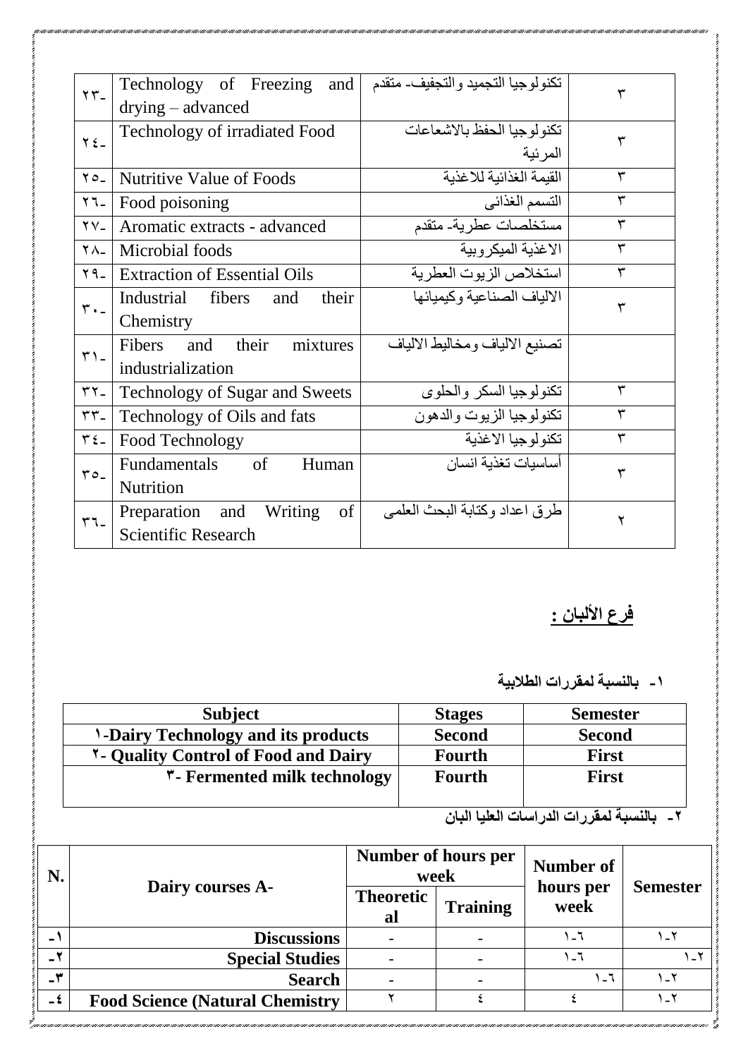| ٢٣- | Technology of Freezing and drying – advanced | تكنولوجيا التجميد والتجفيف- متقدم | ٣ |
|---|---|---|---|
| ٢٤- | Technology of irradiated Food | تكنولوجيا الحفظ بالاشعاعات المرئية | ٣ |
| ٢٥- | Nutritive Value of Foods | القيمة الغذائية للاغذية | ٣ |
| ٢٦- | Food poisoning | التسمم الغذائى | ٣ |
| ٢٧- | Aromatic extracts - advanced | مستخلصات عطرية- متقدم | ٣ |
| ٢٨- | Microbial foods | الاغذية الميكروبية | ٣ |
| ٢٩- | Extraction of Essential Oils | استخلاص الزيوت العطرية | ٣ |
| ٣٠- | Industrial fibers and their Chemistry | الالياف الصناعية وكيميائها | ٣ |
| ٣١- | Fibers and their mixtures industrialization | تصنيع الالياف ومخاليط الالياف | |
| ٣٢- | Technology of Sugar and Sweets | تكنولوجيا السكر والحلوى | ٣ |
| ٣٣- | Technology of Oils and fats | تكنولوجيا الزيوت والدهون | ٣ |
| ٣٤- | Food Technology | تكنولوجيا الاغذية | ٣ |
| ٣٥- | Fundamentals of Human Nutrition | أساسيات تغذية انسان | ٣ |
| ٣٦- | Preparation and Writing of Scientific Research | طرق اعداد وكتابة البحث العلمى | ٢ |

## فرع الألبان :

**١- بالنسبة لمقررات الطلابية**

| Subject | Stages | Semester |
|---|---|---|
| **١-Dairy Technology and its products** | **Second** | **Second** |
| **٢- Quality Control of Food and Dairy** | **Fourth** | **First** |
| **٣- Fermented milk technology** | **Fourth** | **First** |

**٢- بالنسبة لمقررات الدراسات العليا البان**

| N. | Dairy courses A- | Number of hours per week | | Number of hours per week | Semester |
|---|---|---|---|---|---|
| | | Theoretical | Training | | |
| -١ | **Discussions** | - | - | ٦-١ | ٢-١ |
| -٢ | **Special Studies** | - | - | ٦-١ | ٢-١ |
| -٣ | **Search** | - | - | ٦-١ | ٢-١ |
| -٤ | **Food Science (Natural Chemistry** | ٢ | ٤ | ٤ | ٢-١ |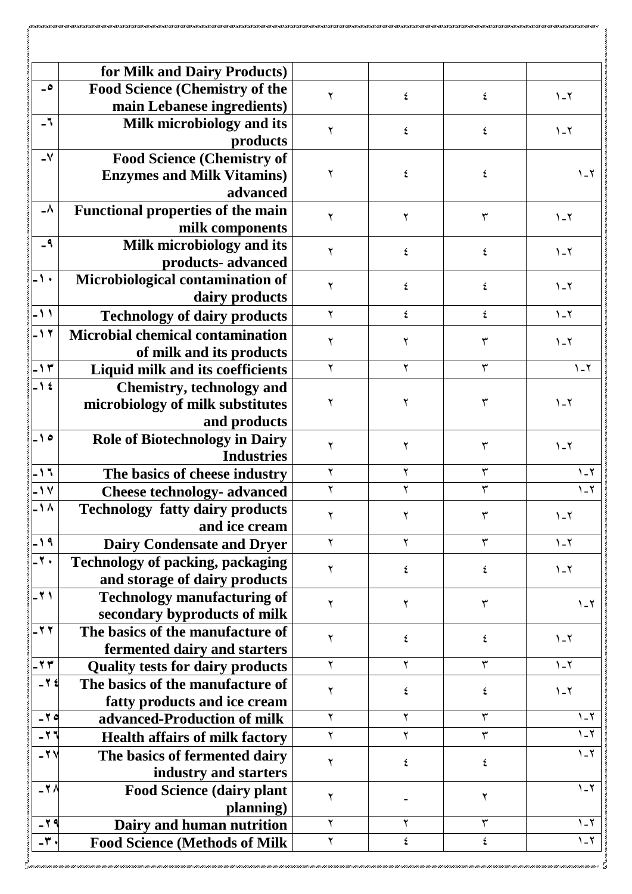| | | | | | |
|---|---|---|---|---|---|
| | for Milk and Dairy Products) | | | | |
| -٥ | Food Science (Chemistry of the main Lebanese ingredients) | ٢ | ٤ | ٤ | ١-٢ |
| -٦ | Milk microbiology and its products | ٢ | ٤ | ٤ | ١-٢ |
| -٧ | Food Science (Chemistry of Enzymes and Milk Vitamins) advanced | ٢ | ٤ | ٤ | ١-٢ |
| -٨ | Functional properties of the main milk components | ٢ | ٢ | ٣ | ١-٢ |
| -٩ | Milk microbiology and its products- advanced | ٢ | ٤ | ٤ | ١-٢ |
| -١٠ | Microbiological contamination of dairy products | ٢ | ٤ | ٤ | ١-٢ |
| -١١ | Technology of dairy products | ٢ | ٤ | ٤ | ١-٢ |
| -١٢ | Microbial chemical contamination of milk and its products | ٢ | ٢ | ٣ | ١-٢ |
| -١٣ | Liquid milk and its coefficients | ٢ | ٢ | ٣ | ١-٢ |
| -١٤ | Chemistry, technology and microbiology of milk substitutes and products | ٢ | ٢ | ٣ | ١-٢ |
| -١٥ | Role of Biotechnology in Dairy Industries | ٢ | ٢ | ٣ | ١-٢ |
| -١٦ | The basics of cheese industry | ٢ | ٢ | ٣ | ١-٢ |
| -١٧ | Cheese technology- advanced | ٢ | ٢ | ٣ | ١-٢ |
| -١٨ | Technology fatty dairy products and ice cream | ٢ | ٢ | ٣ | ١-٢ |
| -١٩ | Dairy Condensate and Dryer | ٢ | ٢ | ٣ | ١-٢ |
| -٢٠ | Technology of packing, packaging and storage of dairy products | ٢ | ٤ | ٤ | ١-٢ |
| -٢١ | Technology manufacturing of secondary byproducts of milk | ٢ | ٢ | ٣ | ١-٢ |
| -٢٢ | The basics of the manufacture of fermented dairy and starters | ٢ | ٤ | ٤ | ١-٢ |
| -٢٣ | Quality tests for dairy products | ٢ | ٢ | ٣ | ١-٢ |
| -٢٤ | The basics of the manufacture of fatty products and ice cream | ٢ | ٤ | ٤ | ١-٢ |
| -٢٥ | advanced-Production of milk | ٢ | ٢ | ٣ | ١-٢ |
| -٢٦ | Health affairs of milk factory | ٢ | ٢ | ٣ | ١-٢ |
| -٢٧ | The basics of fermented dairy industry and starters | ٢ | ٤ | ٤ | ١-٢ |
| -٢٨ | Food Science (dairy plant planning) | ٢ | - | ٢ | ١-٢ |
| -٢٩ | Dairy and human nutrition | ٢ | ٢ | ٣ | ١-٢ |
| -٣٠ | Food Science (Methods of Milk | ٢ | ٤ | ٤ | ١-٢ |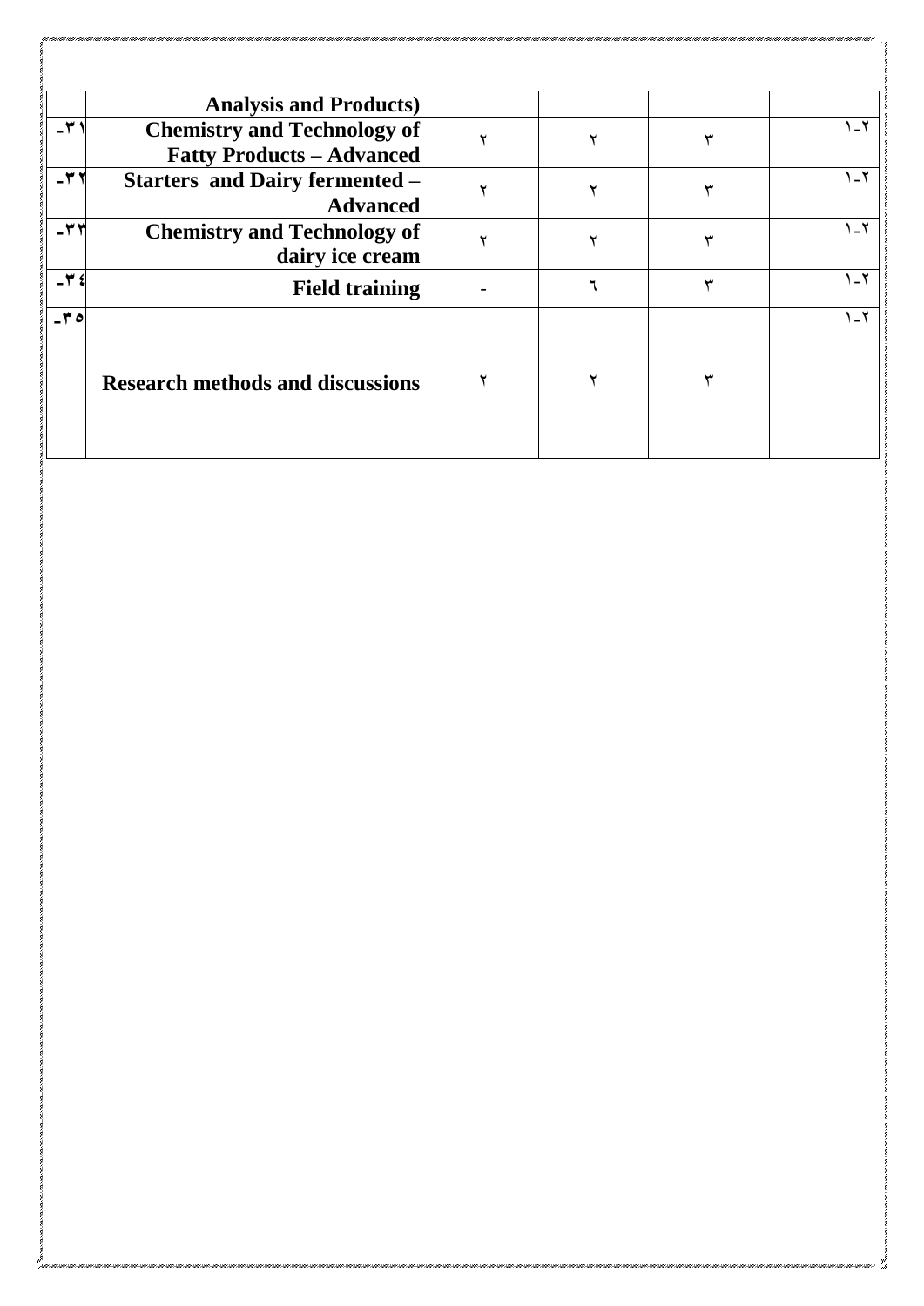| | | | | | |
|---|---|---|---|---|---|
| | Analysis and Products) | | | | |
| -٣١ | **Chemistry and Technology of Fatty Products – Advanced** | ٢ | ٢ | ٣ | ١-٢ |
| -٣٢ | **Starters and Dairy fermented – Advanced** | ٢ | ٢ | ٣ | ١-٢ |
| -٣٣ | **Chemistry and Technology of dairy ice cream** | ٢ | ٢ | ٣ | ١-٢ |
| -٣٤ | **Field training** | - | ٦ | ٣ | ١-٢ |
| -٣٥ | **Research methods and discussions** | ٢ | ٢ | ٣ | ١-٢ |